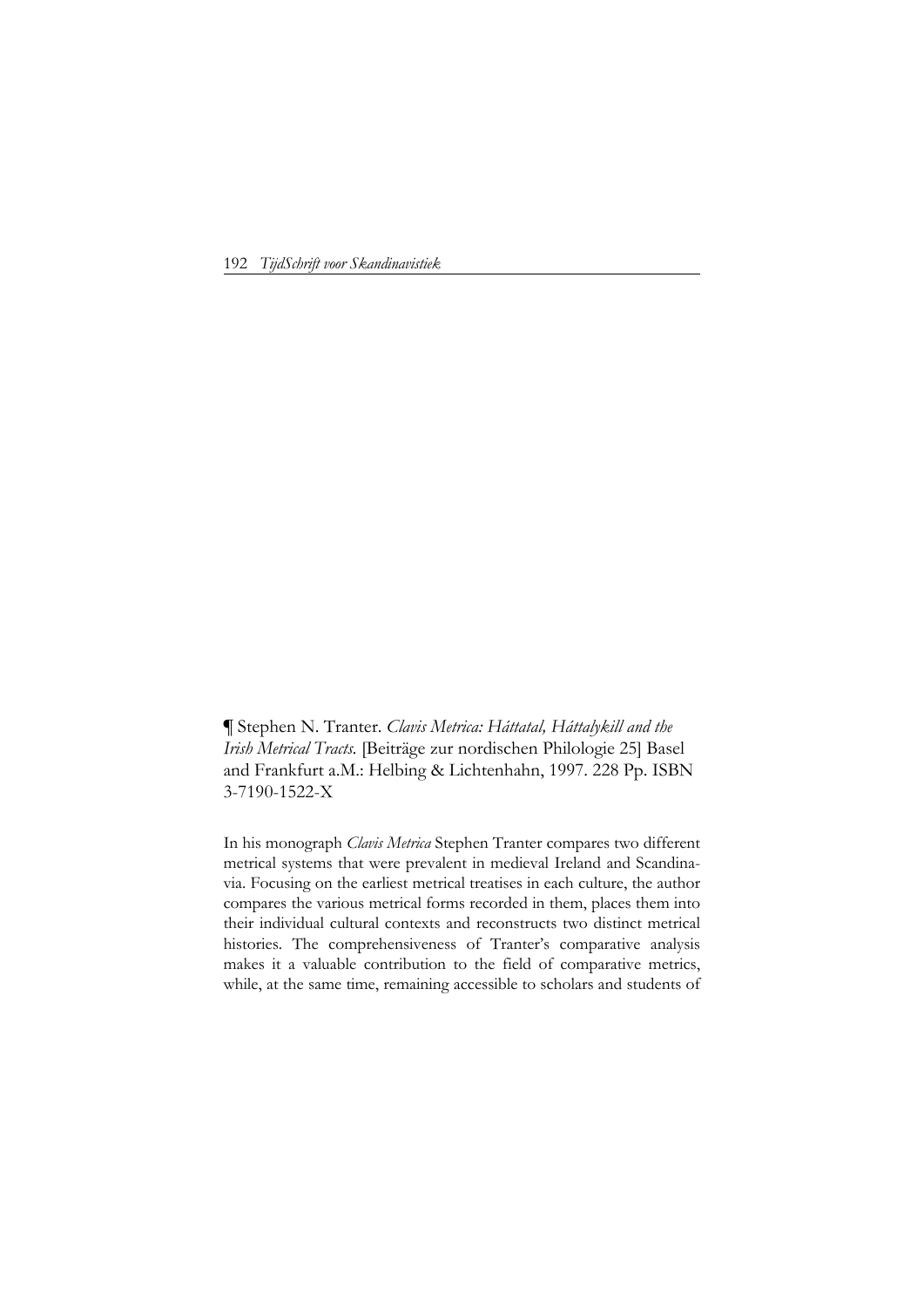¶ Stephen N. Tranter. *Clavis Metrica: Háttatal, Háttalykill and the Irish Metrical Tracts.* [Beiträge zur nordischen Philologie 25] Basel and Frankfurt a.M.: Helbing & Lichtenhahn, 1997. 228 Pp. ISBN 3-7190-1522-X

In his monograph *Clavis Metrica* Stephen Tranter compares two different metrical systems that were prevalent in medieval Ireland and Scandinavia. Focusing on the earliest metrical treatises in each culture, the author compares the various metrical forms recorded in them, places them into their individual cultural contexts and reconstructs two distinct metrical histories. The comprehensiveness of Tranter's comparative analysis makes it a valuable contribution to the field of comparative metrics, while, at the same time, remaining accessible to scholars and students of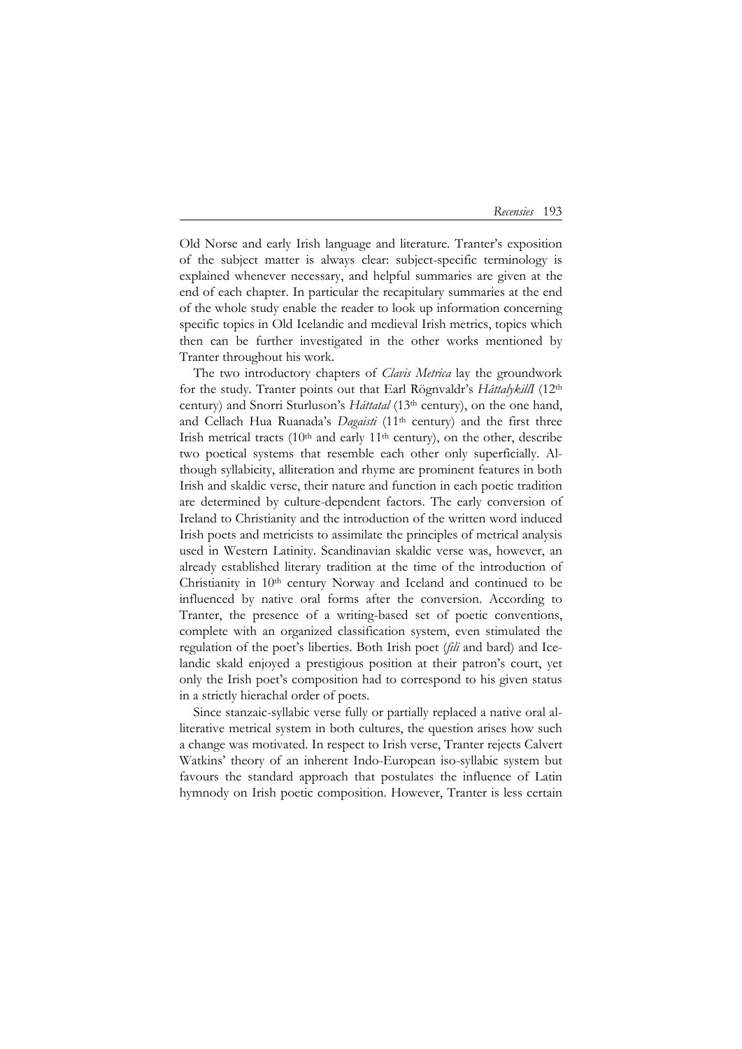Old Norse and early Irish language and literature. Tranter's exposition of the subject matter is always clear: subject-specific terminology is explained whenever necessary, and helpful summaries are given at the end of each chapter. In particular the recapitulary summaries at the end of the whole study enable the reader to look up information concerning specific topics in Old Icelandic and medieval Irish metrics, topics which then can be further investigated in the other works mentioned by Tranter throughout his work.

The two introductory chapters of *Clavis Metrica* lay the groundwork for the study. Tranter points out that Earl Rögnvaldr's *HáttalykillI* (12th century) and Snorri Sturluson's *Háttatal* (13th century), on the one hand, and Cellach Hua Ruanada's *Dagaisti* (11th century) and the first three Irish metrical tracts (10th and early 11th century), on the other, describe two poetical systems that resemble each other only superficially. Although syllabicity, alliteration and rhyme are prominent features in both Irish and skaldic verse, their nature and function in each poetic tradition are determined by culture-dependent factors. The early conversion of Ireland to Christianity and the introduction of the written word induced Irish poets and metricists to assimilate the principles of metrical analysis used in Western Latinity. Scandinavian skaldic verse was, however, an already established literary tradition at the time of the introduction of Christianity in 10th century Norway and Iceland and continued to be influenced by native oral forms after the conversion. According to Tranter, the presence of a writing-based set of poetic conventions, complete with an organized classification system, even stimulated the regulation of the poet's liberties. Both Irish poet (*fili* and bard) and Icelandic skald enjoyed a prestigious position at their patron's court, yet only the Irish poet's composition had to correspond to his given status in a strictly hierachal order of poets.

Since stanzaic-syllabic verse fully or partially replaced a native oral alliterative metrical system in both cultures, the question arises how such a change was motivated. In respect to Irish verse, Tranter rejects Calvert Watkins' theory of an inherent Indo-European iso-syllabic system but favours the standard approach that postulates the influence of Latin hymnody on Irish poetic composition. However, Tranter is less certain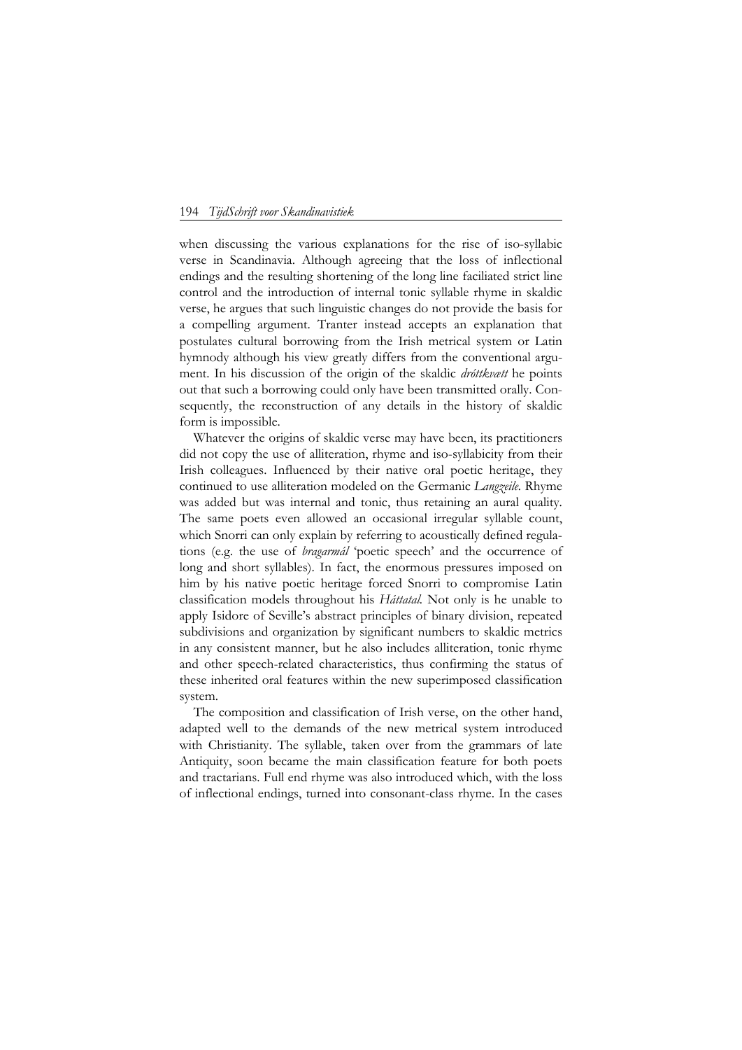when discussing the various explanations for the rise of iso-syllabic verse in Scandinavia. Although agreeing that the loss of inflectional endings and the resulting shortening of the long line faciliated strict line control and the introduction of internal tonic syllable rhyme in skaldic verse, he argues that such linguistic changes do not provide the basis for a compelling argument. Tranter instead accepts an explanation that postulates cultural borrowing from the Irish metrical system or Latin hymnody although his view greatly differs from the conventional argument. In his discussion of the origin of the skaldic *dróttkvætt* he points out that such a borrowing could only have been transmitted orally. Consequently, the reconstruction of any details in the history of skaldic form is impossible.

Whatever the origins of skaldic verse may have been, its practitioners did not copy the use of alliteration, rhyme and iso-syllabicity from their Irish colleagues. Influenced by their native oral poetic heritage, they continued to use alliteration modeled on the Germanic *Langzeile*. Rhyme was added but was internal and tonic, thus retaining an aural quality. The same poets even allowed an occasional irregular syllable count, which Snorri can only explain by referring to acoustically defined regulations (e.g. the use of *bragarmál* 'poetic speech' and the occurrence of long and short syllables). In fact, the enormous pressures imposed on him by his native poetic heritage forced Snorri to compromise Latin classification models throughout his *Háttatal*. Not only is he unable to apply Isidore of Seville's abstract principles of binary division, repeated subdivisions and organization by significant numbers to skaldic metrics in any consistent manner, but he also includes alliteration, tonic rhyme and other speech-related characteristics, thus confirming the status of these inherited oral features within the new superimposed classification system.

The composition and classification of Irish verse, on the other hand, adapted well to the demands of the new metrical system introduced with Christianity. The syllable, taken over from the grammars of late Antiquity, soon became the main classification feature for both poets and tractarians. Full end rhyme was also introduced which, with the loss of inflectional endings, turned into consonant-class rhyme. In the cases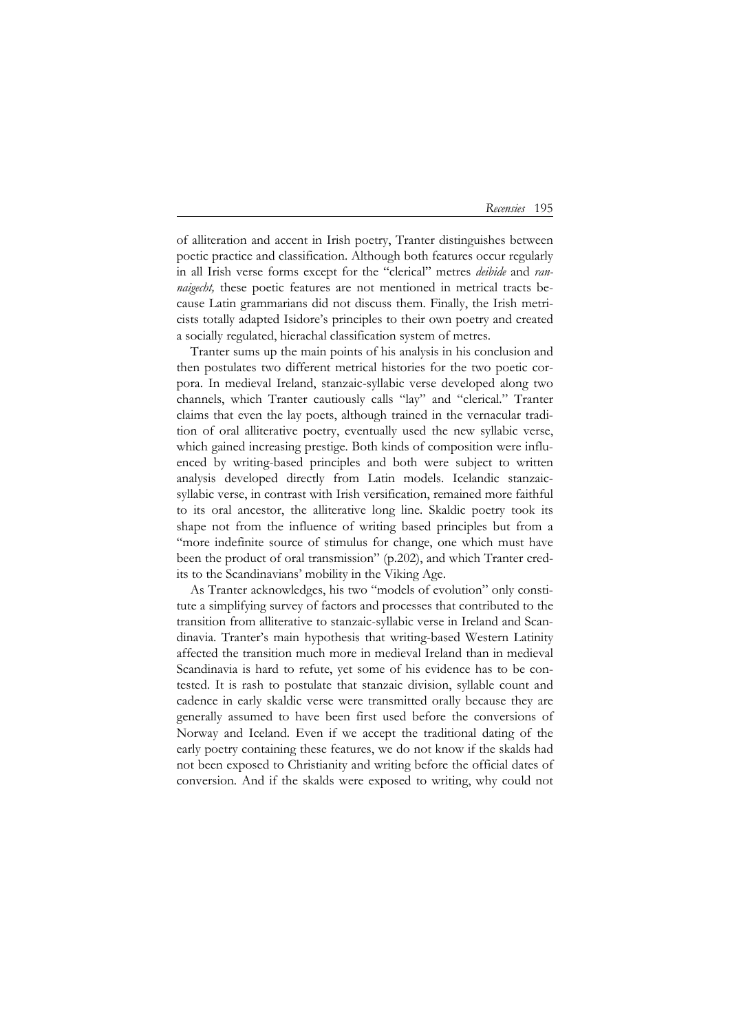of alliteration and accent in Irish poetry, Tranter distinguishes between poetic practice and classification. Although both features occur regularly in all Irish verse forms except for the "clerical" metres *deibide* and *rannaigecht,* these poetic features are not mentioned in metrical tracts because Latin grammarians did not discuss them. Finally, the Irish metricists totally adapted Isidore's principles to their own poetry and created a socially regulated, hierachal classification system of metres.

Tranter sums up the main points of his analysis in his conclusion and then postulates two different metrical histories for the two poetic corpora. In medieval Ireland, stanzaic-syllabic verse developed along two channels, which Tranter cautiously calls "lay" and "clerical." Tranter claims that even the lay poets, although trained in the vernacular tradition of oral alliterative poetry, eventually used the new syllabic verse, which gained increasing prestige. Both kinds of composition were influenced by writing-based principles and both were subject to written analysis developed directly from Latin models. Icelandic stanzaic-syllabic verse, in contrast with Irish versification, remained more faithful to its oral ancestor, the alliterative long line. Skaldic poetry took its shape not from the influence of writing based principles but from a "more indefinite source of stimulus for change, one which must have been the product of oral transmission" (p.202), and which Tranter credits to the Scandinavians' mobility in the Viking Age.

As Tranter acknowledges, his two "models of evolution" only constitute a simplifying survey of factors and processes that contributed to the transition from alliterative to stanzaic-syllabic verse in Ireland and Scandinavia. Tranter's main hypothesis that writing-based Western Latinity affected the transition much more in medieval Ireland than in medieval Scandinavia is hard to refute, yet some of his evidence has to be contested. It is rash to postulate that stanzaic division, syllable count and cadence in early skaldic verse were transmitted orally because they are generally assumed to have been first used before the conversions of Norway and Iceland. Even if we accept the traditional dating of the early poetry containing these features, we do not know if the skalds had not been exposed to Christianity and writing before the official dates of conversion. And if the skalds were exposed to writing, why could not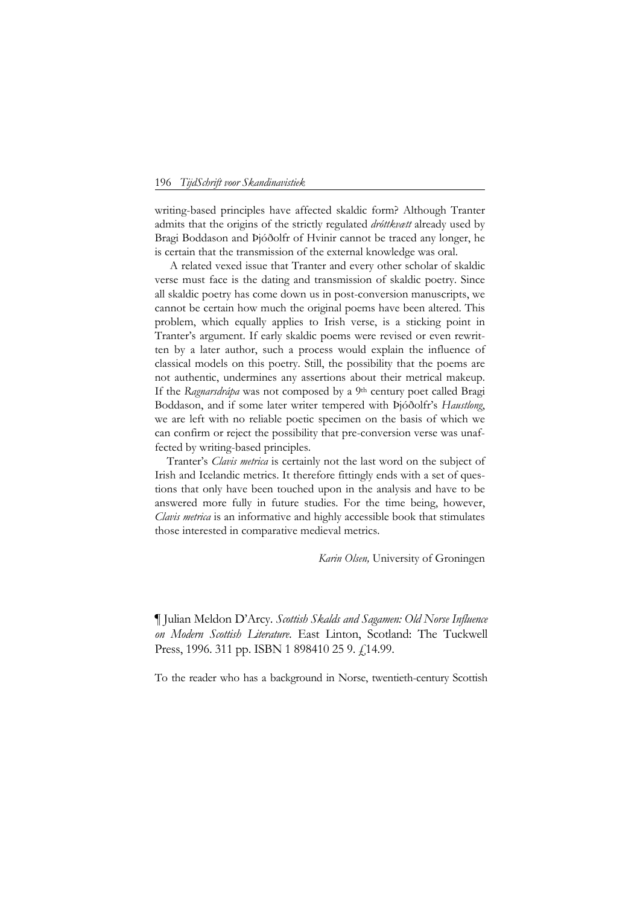writing-based principles have affected skaldic form? Although Tranter admits that the origins of the strictly regulated *dróttkvætt* already used by Bragi Boddason and Þjóðolfr of Hvinir cannot be traced any longer, he is certain that the transmission of the external knowledge was oral.

A related vexed issue that Tranter and every other scholar of skaldic verse must face is the dating and transmission of skaldic poetry. Since all skaldic poetry has come down us in post-conversion manuscripts, we cannot be certain how much the original poems have been altered. This problem, which equally applies to Irish verse, is a sticking point in Tranter's argument. If early skaldic poems were revised or even rewritten by a later author, such a process would explain the influence of classical models on this poetry. Still, the possibility that the poems are not authentic, undermines any assertions about their metrical makeup. If the *Ragnarsdrápa* was not composed by a 9th century poet called Bragi Boddason, and if some later writer tempered with Þjóðolfr's *Haustlong*, we are left with no reliable poetic specimen on the basis of which we can confirm or reject the possibility that pre-conversion verse was unaffected by writing-based principles.

Tranter's *Clavis metrica* is certainly not the last word on the subject of Irish and Icelandic metrics. It therefore fittingly ends with a set of questions that only have been touched upon in the analysis and have to be answered more fully in future studies. For the time being, however, *Clavis metrica* is an informative and highly accessible book that stimulates those interested in comparative medieval metrics.

*Karin Olsen,* University of Groningen

¶ Julian Meldon D'Arcy. *Scottish Skalds and Sagamen: Old Norse Influence on Modern Scottish Literature*. East Linton, Scotland: The Tuckwell Press, 1996. 311 pp. ISBN 1 898410 25 9. £14.99.

To the reader who has a background in Norse, twentieth-century Scottish